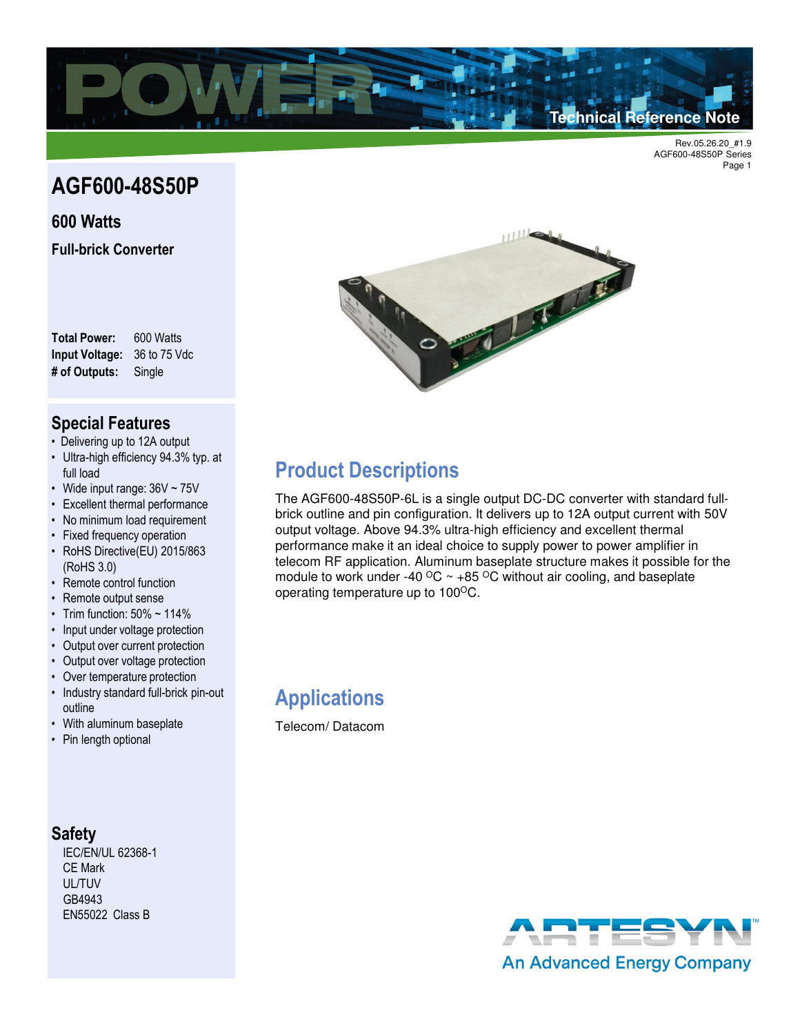Technical Reference Note

Rev.05.26.20_#1.9
AGF600-48S50P Series

# AGF600-48S50P

## 600 Watts

### Full-brick Converter

**Total Power:** 600 Watts
**Input Voltage:** 36 to 75 Vdc
**# of Outputs:** Single

## Special Features

- Delivering up to 12A output
- Ultra-high efficiency 94.3% typ. at full load
- Wide input range: 36V ~ 75V
- Excellent thermal performance
- No minimum load requirement
- Fixed frequency operation
- RoHS Directive(EU) 2015/863 (RoHS 3.0)
- Remote control function
- Remote output sense
- Trim function: 50% ~ 114%
- Input under voltage protection
- Output over current protection
- Output over voltage protection
- Over temperature protection
- Industry standard full-brick pin-out outline
- With aluminum baseplate
- Pin length optional

## Safety

IEC/EN/UL 62368-1
CE Mark
UL/TUV
GB4943
EN55022 Class B

## Product Descriptions

The AGF600-48S50P-6L is a single output DC-DC converter with standard full-brick outline and pin configuration. It delivers up to 12A output current with 50V output voltage. Above 94.3% ultra-high efficiency and excellent thermal performance make it an ideal choice to supply power to power amplifier in telecom RF application. Aluminum baseplate structure makes it possible for the module to work under -40 $^{O}$C ~ +85 $^{O}$C without air cooling, and baseplate operating temperature up to 100$^{O}$C.

## Applications

Telecom/ Datacom

ARTESYN
An Advanced Energy Company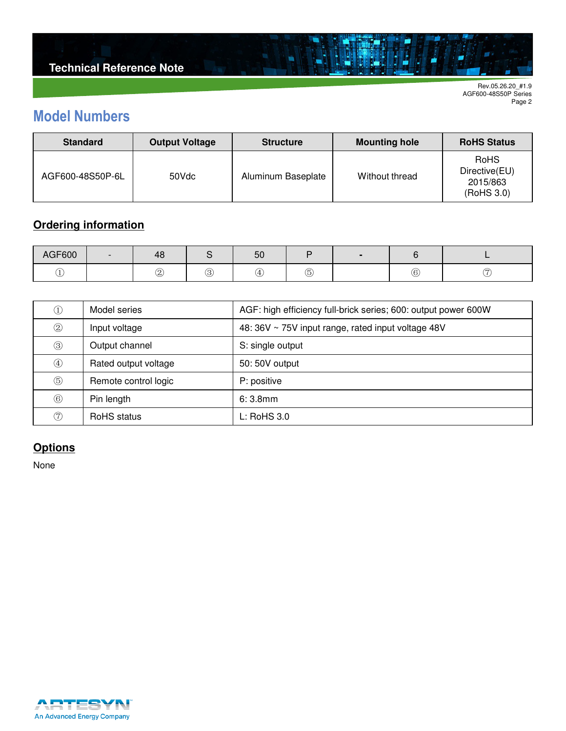## Model Numbers

| Standard | Output Voltage | Structure | Mounting hole | RoHS Status |
|---|---|---|---|---|
| AGF600-48S50P-6L | 50Vdc | Aluminum Baseplate | Without thread | RoHS Directive(EU) 2015/863 (RoHS 3.0) |

### Ordering information

| AGF600 | - | 48 | S | 50 | P | - | 6 | L |
|---|---|---|---|---|---|---|---|---|
| ① | | ② | ③ | ④ | ⑤ | | ⑥ | ⑦ |

| | | |
|---|---|---|
| ① | Model series | AGF: high efficiency full-brick series; 600: output power 600W |
| ② | Input voltage | 48: 36V ~ 75V input range, rated input voltage 48V |
| ③ | Output channel | S: single output |
| ④ | Rated output voltage | 50: 50V output |
| ⑤ | Remote control logic | P: positive |
| ⑥ | Pin length | 6: 3.8mm |
| ⑦ | RoHS status | L: RoHS 3.0 |

### Options

None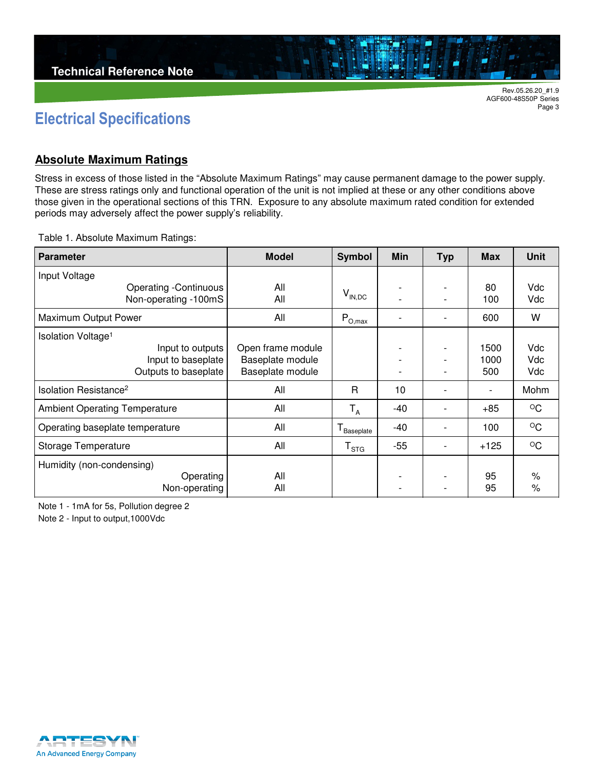# Electrical Specifications

## Absolute Maximum Ratings

Stress in excess of those listed in the “Absolute Maximum Ratings” may cause permanent damage to the power supply. These are stress ratings only and functional operation of the unit is not implied at these or any other conditions above those given in the operational sections of this TRN. Exposure to any absolute maximum rated condition for extended periods may adversely affect the power supply’s reliability.

Table 1. Absolute Maximum Ratings:

| Parameter | Model | Symbol | Min | Typ | Max | Unit |
|---|---|---|---|---|---|---|
| Input Voltage | | | | | | |
| Operating -Continuous | All | $V_{IN,DC}$ | - | - | 80 | Vdc |
| Non-operating -100mS | All | | - | - | 100 | Vdc |
| Maximum Output Power | All | $P_{O,max}$ | - | - | 600 | W |
| Isolation Voltage[1] | | | | | | |
| Input to outputs | Open frame module | | - | - | 1500 | Vdc |
| Input to baseplate | Baseplate module | | - | - | 1000 | Vdc |
| Outputs to baseplate | Baseplate module | | - | - | 500 | Vdc |
| Isolation Resistance[2] | All | R | 10 | - | - | Mohm |
| Ambient Operating Temperature | All | $T_A$ | -40 | - | +85 | °C |
| Operating baseplate temperature | All | $T_{Baseplate}$ | -40 | - | 100 | °C |
| Storage Temperature | All | $T_{STG}$ | -55 | - | +125 | °C |
| Humidity (non-condensing) | | | | | | |
| Operating | All | | - | - | 95 | % |
| Non-operating | All | | - | - | 95 | % |

Note 1 - 1mA for 5s, Pollution degree 2

Note 2 - Input to output,1000Vdc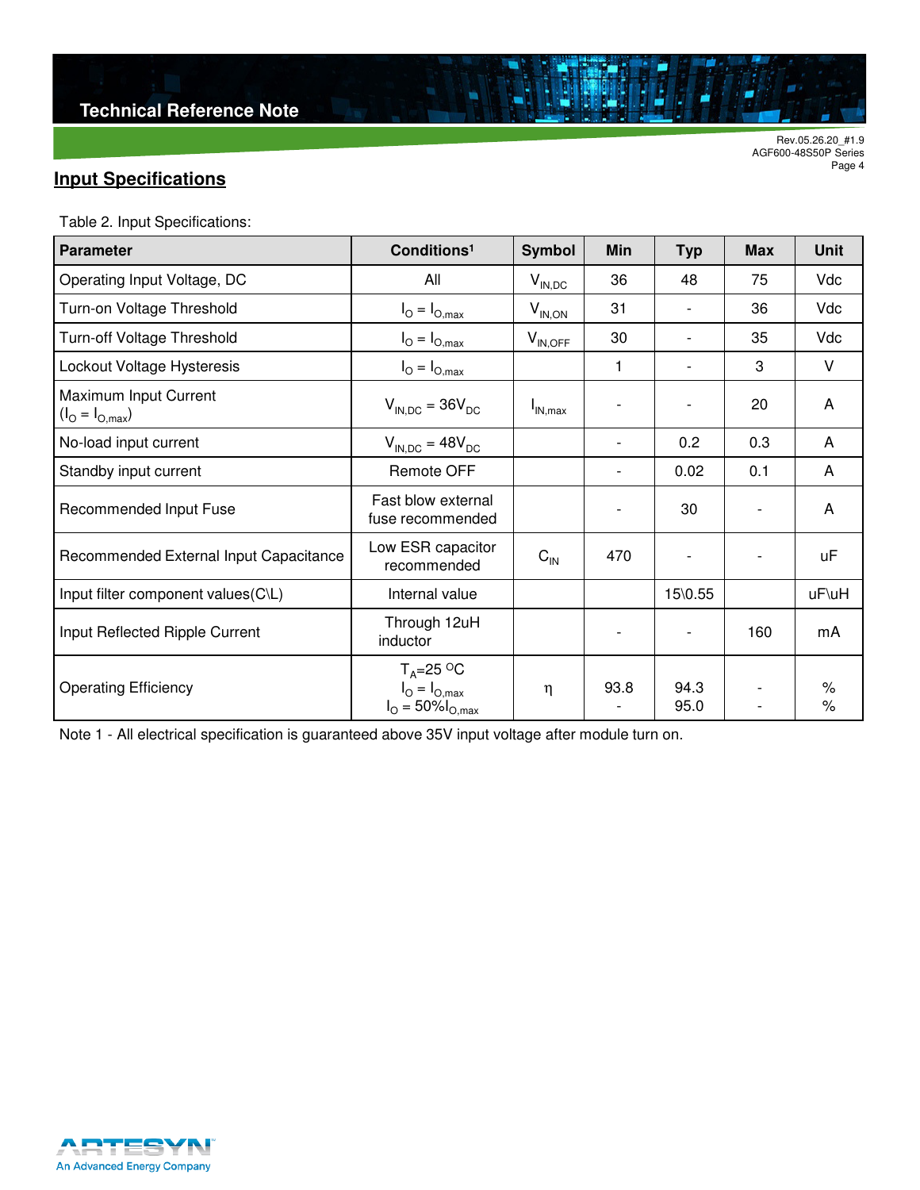## Input Specifications

Table 2. Input Specifications:

| Parameter | Conditions[1] | Symbol | Min | Typ | Max | Unit |
|---|---|---|---|---|---|---|
| Operating Input Voltage, DC | All | $V_{IN,DC}$ | 36 | 48 | 75 | Vdc |
| Turn-on Voltage Threshold | $I_O = I_{O,max}$ | $V_{IN,ON}$ | 31 | - | 36 | Vdc |
| Turn-off Voltage Threshold | $I_O = I_{O,max}$ | $V_{IN,OFF}$ | 30 | - | 35 | Vdc |
| Lockout Voltage Hysteresis | $I_O = I_{O,max}$ | | 1 | - | 3 | V |
| Maximum Input Current ($I_O = I_{O,max}$) | $V_{IN,DC} = 36V_{DC}$ | $I_{IN,max}$ | - | - | 20 | A |
| No-load input current | $V_{IN,DC} = 48V_{DC}$ | | - | 0.2 | 0.3 | A |
| Standby input current | Remote OFF | | - | 0.02 | 0.1 | A |
| Recommended Input Fuse | Fast blow external fuse recommended | | - | 30 | - | A |
| Recommended External Input Capacitance | Low ESR capacitor recommended | $C_{IN}$ | 470 | - | - | uF |
| Input filter component values(C\L) | Internal value | | | 15\0.55 | | uF\uH |
| Input Reflected Ripple Current | Through 12uH inductor | | - | - | 160 | mA |
| Operating Efficiency | $T_A$=25 °C<br>$I_O = I_{O,max}$<br>$I_O = 50\%I_{O,max}$ | η | 93.8<br>- | 94.3<br>95.0 | -<br>- | %<br>% |

Note 1 - All electrical specification is guaranteed above 35V input voltage after module turn on.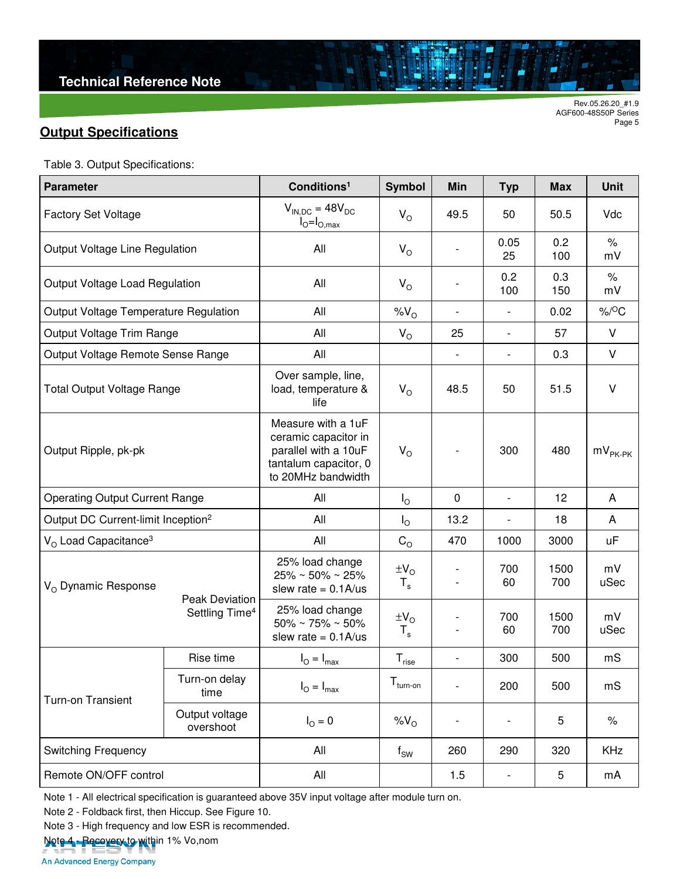## Output Specifications

Table 3. Output Specifications:

| Parameter | | Conditions[1] | Symbol | Min | Typ | Max | Unit |
|---|---|---|---|---|---|---|---|
| Factory Set Voltage | | $V_{IN,DC}$ = 48$V_{DC}$ $I_O$=$I_{O,max}$ | $V_O$ | 49.5 | 50 | 50.5 | Vdc |
| Output Voltage Line Regulation | | All | $V_O$ | - | 0.05 25 | 0.2 100 | % mV |
| Output Voltage Load Regulation | | All | $V_O$ | - | 0.2 100 | 0.3 150 | % mV |
| Output Voltage Temperature Regulation | | All | $\%V_O$ | - | - | 0.02 | %/$^O$C |
| Output Voltage Trim Range | | All | $V_O$ | 25 | - | 57 | V |
| Output Voltage Remote Sense Range | | All | | - | - | 0.3 | V |
| Total Output Voltage Range | | Over sample, line, load, temperature & life | $V_O$ | 48.5 | 50 | 51.5 | V |
| Output Ripple, pk-pk | | Measure with a 1uF ceramic capacitor in parallel with a 10uF tantalum capacitor, 0 to 20MHz bandwidth | $V_O$ | - | 300 | 480 | $mV_{PK-PK}$ |
| Operating Output Current Range | | All | $I_O$ | 0 | - | 12 | A |
| Output DC Current-limit Inception[2] | | All | $I_O$ | 13.2 | - | 18 | A |
| $V_O$ Load Capacitance[3] | | All | $C_O$ | 470 | 1000 | 3000 | uF |
| $V_O$ Dynamic Response | Peak Deviation Settling Time[4] | 25% load change 25% ~ 50% ~ 25% slew rate = 0.1A/us | $\pm V_O$ $T_s$ | - - | 700 60 | 1500 700 | mV uSec |
| | | 25% load change 50% ~ 75% ~ 50% slew rate = 0.1A/us | $\pm V_O$ $T_s$ | - - | 700 60 | 1500 700 | mV uSec |
| Turn-on Transient | Rise time | $I_O$ = $I_{max}$ | $T_{rise}$ | - | 300 | 500 | mS |
| | Turn-on delay time | $I_O$ = $I_{max}$ | $T_{turn-on}$ | - | 200 | 500 | mS |
| | Output voltage overshoot | $I_O$ = 0 | $\%V_O$ | - | - | 5 | % |
| Switching Frequency | | All | $f_{SW}$ | 260 | 290 | 320 | KHz |
| Remote ON/OFF control | | All | | 1.5 | - | 5 | mA |

Note 1 - All electrical specification is guaranteed above 35V input voltage after module turn on.

Note 2 - Foldback first, then Hiccup. See Figure 10.

Note 3 - High frequency and low ESR is recommended.

Note 4 - Recovery to within 1% Vo,nom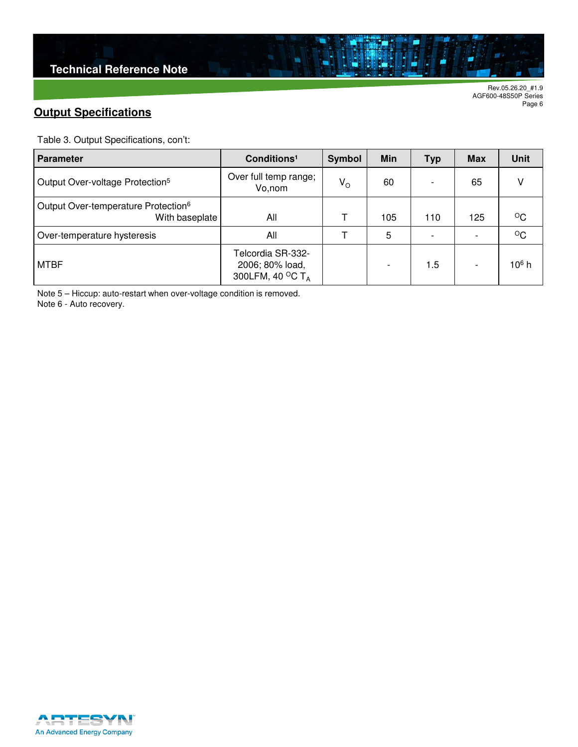## Output Specifications

Table 3. Output Specifications, con't:

| Parameter | Conditions[1] | Symbol | Min | Typ | Max | Unit |
|---|---|---|---|---|---|---|
| Output Over-voltage Protection[5] | Over full temp range; Vo,nom | $V_O$ | 60 | - | 65 | V |
| Output Over-temperature Protection[6] With baseplate | All | T | 105 | 110 | 125 | $^{O}C$ |
| Over-temperature hysteresis | All | T | 5 | - | - | $^{O}C$ |
| MTBF | Telcordia SR-332-2006; 80% load, 300LFM, 40 $^{O}C$ $T_A$ | | - | 1.5 | - | $10^6$ h |

Note 5 – Hiccup: auto-restart when over-voltage condition is removed.
Note 6 - Auto recovery.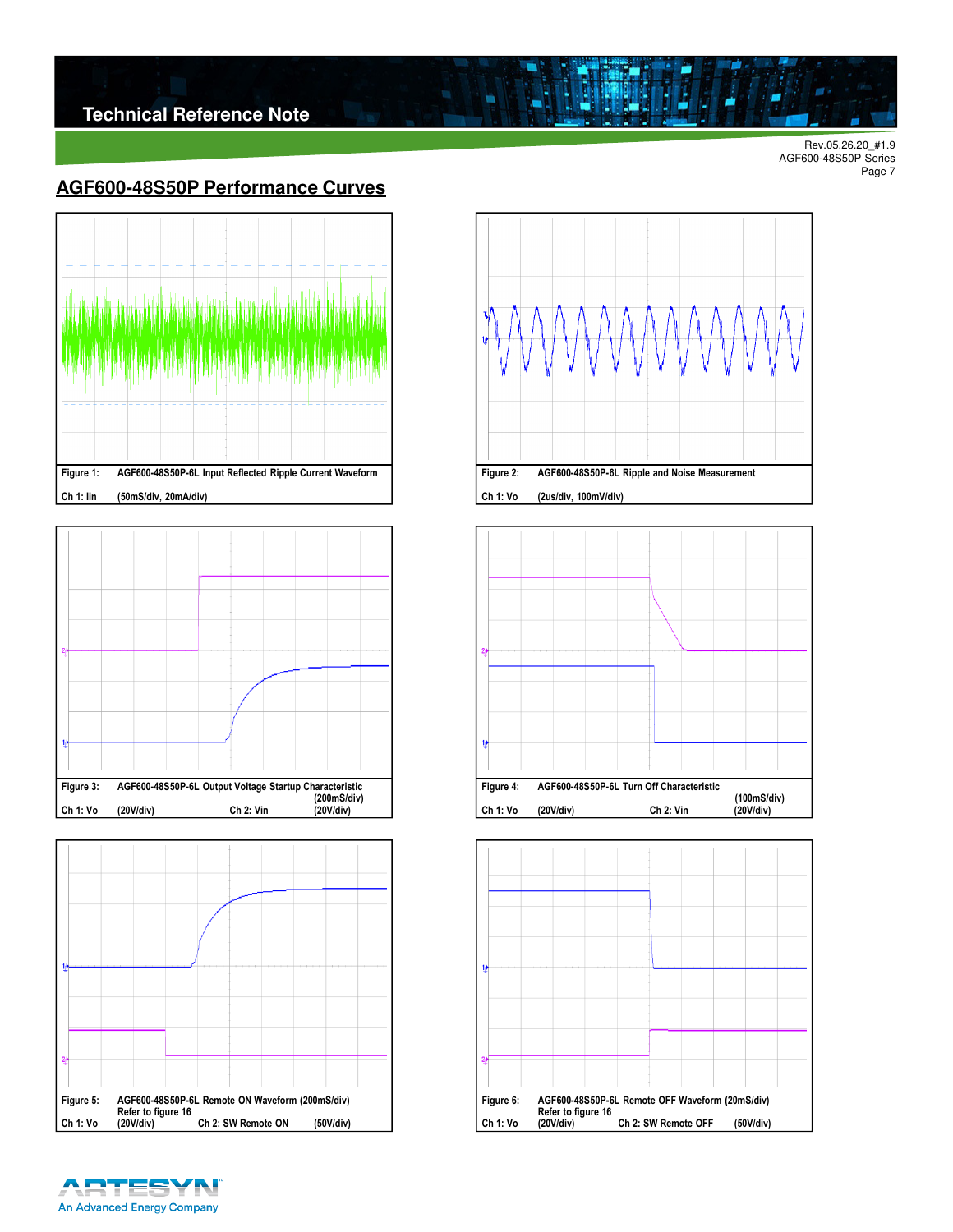## AGF600-48S50P Performance Curves

Figure 1: AGF600-48S50P-6L Input Reflected Ripple Current Waveform

Ch 1: Iin (50mS/div, 20mA/div)

Figure 2: AGF600-48S50P-6L Ripple and Noise Measurement

Ch 1: Vo (2us/div, 100mV/div)

Figure 3: AGF600-48S50P-6L Output Voltage Startup Characteristic (200mS/div)

Ch 1: Vo (20V/div) Ch 2: Vin (20V/div)

Figure 4: AGF600-48S50P-6L Turn Off Characteristic (100mS/div)

Ch 1: Vo (20V/div) Ch 2: Vin (20V/div)

Figure 5: AGF600-48S50P-6L Remote ON Waveform (200mS/div)
Refer to figure 16

Ch 1: Vo (20V/div) Ch 2: SW Remote ON (50V/div)

Figure 6: AGF600-48S50P-6L Remote OFF Waveform (20mS/div)
Refer to figure 16

Ch 1: Vo (20V/div) Ch 2: SW Remote OFF (50V/div)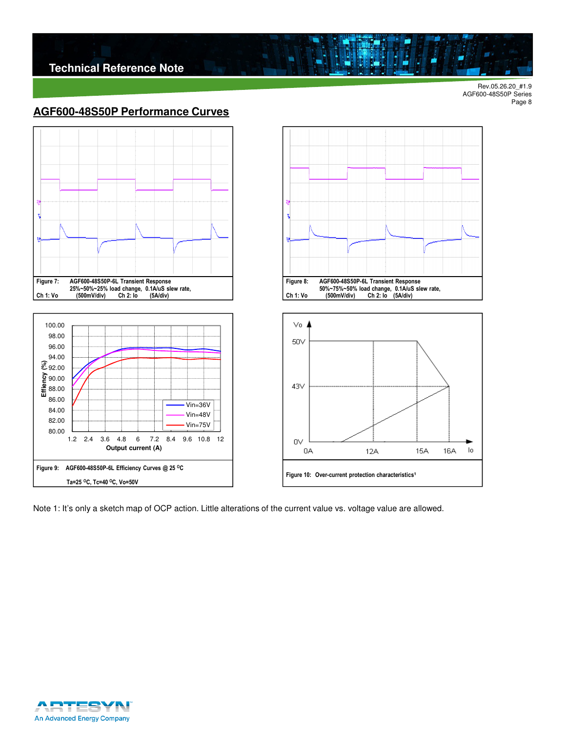## AGF600-48S50P Performance Curves

Figure 7: AGF600-48S50P-6L Transient Response 25%~50%~25% load change, 0.1A/uS slew rate, Ch 1: Vo (500mV/div) Ch 2: Io (5A/div)

Figure 8: AGF600-48S50P-6L Transient Response 50%~75%~50% load change, 0.1A/uS slew rate, Ch 1: Vo (500mV/div) Ch 2: Io (5A/div)

Figure 9: AGF600-48S50P-6L Efficiency Curves @ 25 ^oC Ta=25 ^oC, Tc=40 ^oC, Vo=50V

Figure 10: Over-current protection characteristics[1]

Note 1: It's only a sketch map of OCP action. Little alterations of the current value vs. voltage value are allowed.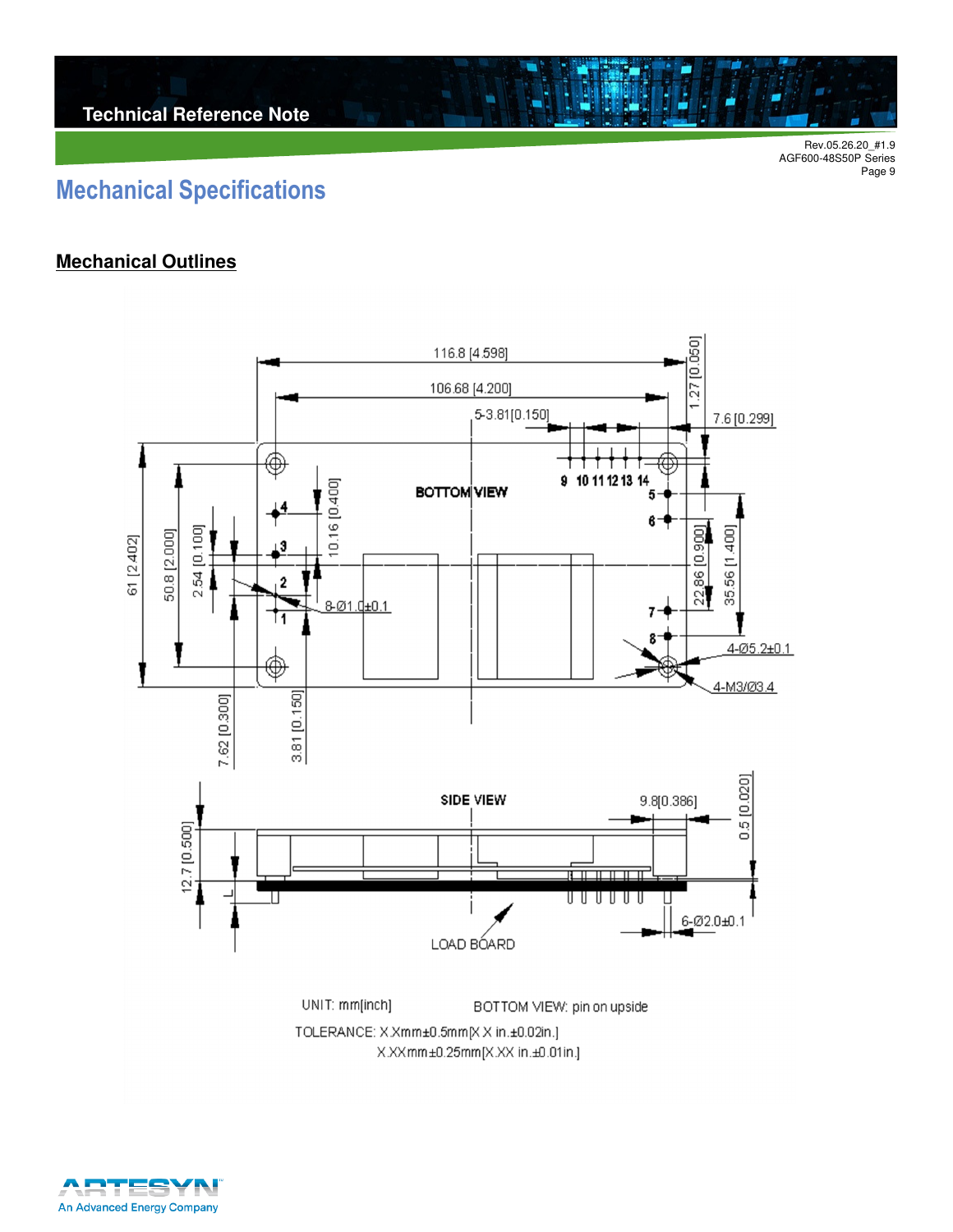# Mechanical Specifications

## Mechanical Outlines

116.8 [4.598]

106.68 [4.200]

5-3.81[0.150]

1.27 [0.050]

7.6 [0.299]

BOTTOM VIEW

9 10 11 12 13 14

5

6

7

8

1

2

3

4

61 [2.402]

50.8 [2.000]

2.54 [0.100]

10.16 [0.400]

8-Ø1.0±0.1

22.86 [0.900]

35.56 [1.400]

4-Ø5.2±0.1

4-M3/Ø3.4

7.62 [0.300]

3.81 [0.150]

SIDE VIEW

9.8[0.386]

0.5 [0.020]

12.7 [0.500]

L

LOAD BOARD

6-Ø2.0±0.1

UNIT: mm[inch]

BOTTOM VIEW: pin on upside

TOLERANCE: X.Xmm±0.5mm[X.X in.±0.02in.]

X.XXmm±0.25mm[X.XX in.±0.01in.]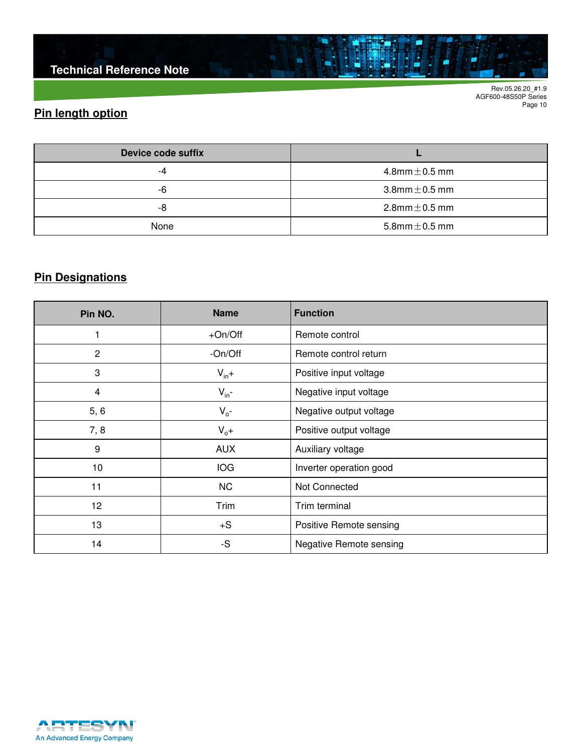## Pin length option

| Device code suffix | L |
|---|---|
| -4 | 4.8mm ± 0.5 mm |
| -6 | 3.8mm ± 0.5 mm |
| -8 | 2.8mm ± 0.5 mm |
| None | 5.8mm ± 0.5 mm |

## Pin Designations

| Pin NO. | Name | Function |
|---|---|---|
| 1 | +On/Off | Remote control |
| 2 | -On/Off | Remote control return |
| 3 | $V_{in}$+ | Positive input voltage |
| 4 | $V_{in}$- | Negative input voltage |
| 5, 6 | $V_o$- | Negative output voltage |
| 7, 8 | $V_o$+ | Positive output voltage |
| 9 | AUX | Auxiliary voltage |
| 10 | IOG | Inverter operation good |
| 11 | NC | Not Connected |
| 12 | Trim | Trim terminal |
| 13 | +S | Positive Remote sensing |
| 14 | -S | Negative Remote sensing |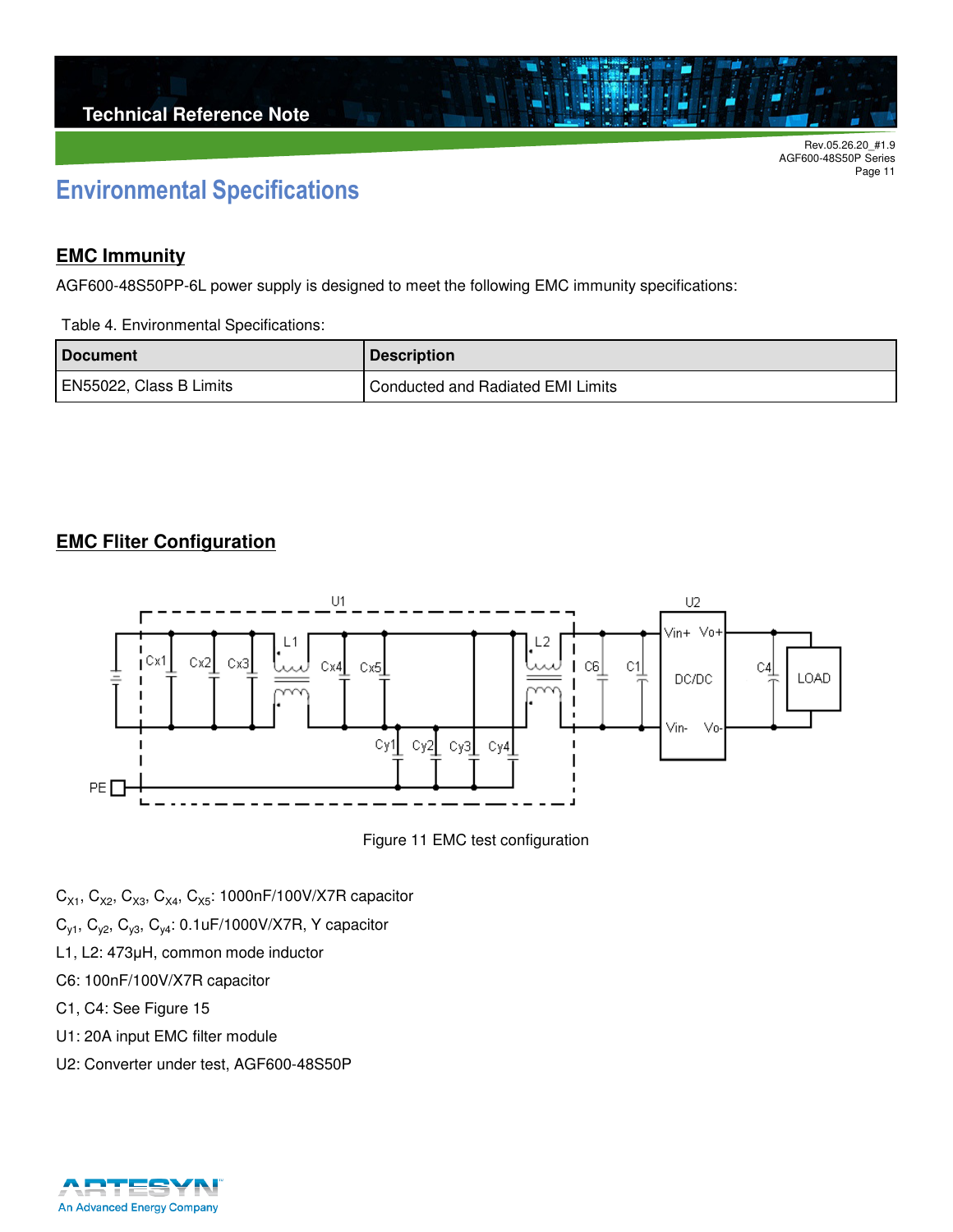# Environmental Specifications

## EMC Immunity

AGF600-48S50PP-6L power supply is designed to meet the following EMC immunity specifications:

Table 4. Environmental Specifications:

| Document | Description |
|---|---|
| EN55022, Class B Limits | Conducted and Radiated EMI Limits |

## EMC Fliter Configuration

Figure 11 EMC test configuration

$C_{X1}$, $C_{X2}$, $C_{X3}$, $C_{X4}$, $C_{X5}$: 1000nF/100V/X7R capacitor

$C_{y1}$, $C_{y2}$, $C_{y3}$, $C_{y4}$: 0.1uF/1000V/X7R, Y capacitor

L1, L2: 473μH, common mode inductor

C6: 100nF/100V/X7R capacitor

C1, C4: See Figure 15

U1: 20A input EMC filter module

U2: Converter under test, AGF600-48S50P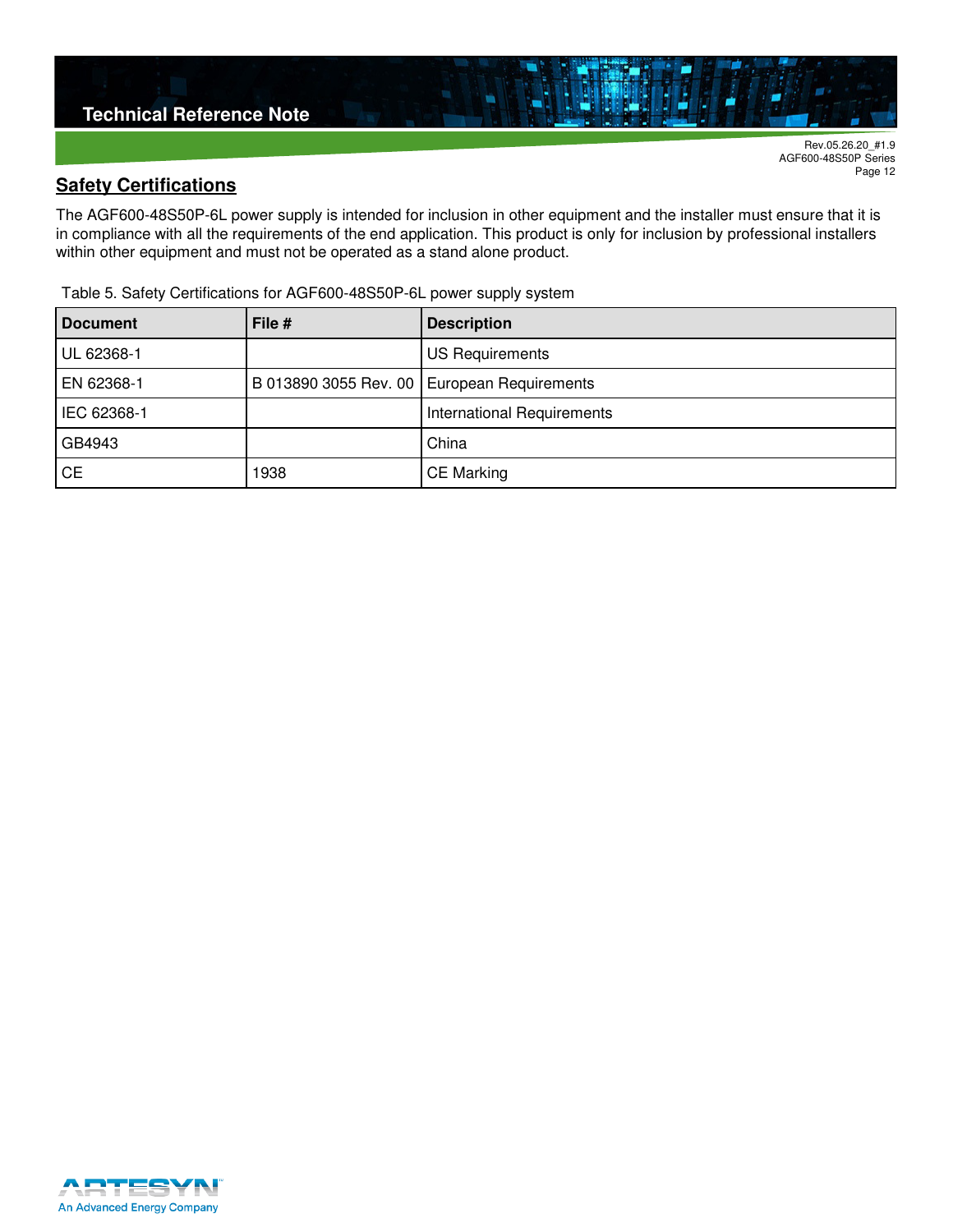## Safety Certifications

The AGF600-48S50P-6L power supply is intended for inclusion in other equipment and the installer must ensure that it is in compliance with all the requirements of the end application. This product is only for inclusion by professional installers within other equipment and must not be operated as a stand alone product.

Table 5. Safety Certifications for AGF600-48S50P-6L power supply system

| Document | File # | Description |
| --- | --- | --- |
| UL 62368-1 | | US Requirements |
| EN 62368-1 | B 013890 3055 Rev. 00 | European Requirements |
| IEC 62368-1 | | International Requirements |
| GB4943 | | China |
| CE | 1938 | CE Marking |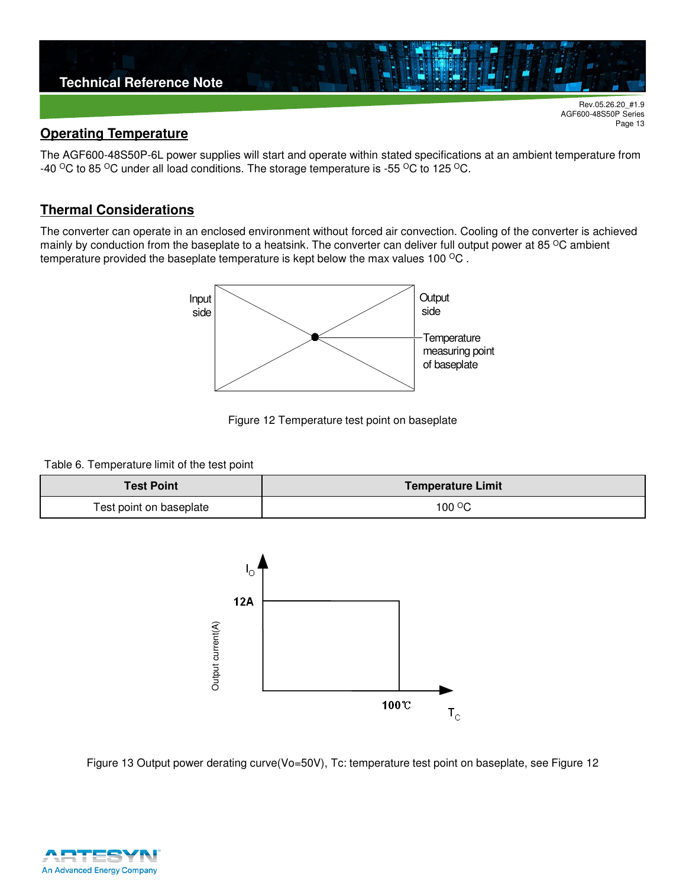## Operating Temperature

The AGF600-48S50P-6L power supplies will start and operate within stated specifications at an ambient temperature from -40 $^{O}$C to 85 $^{O}$C under all load conditions. The storage temperature is -55 $^{O}$C to 125 $^{O}$C.

## Thermal Considerations

The converter can operate in an enclosed environment without forced air convection. Cooling of the converter is achieved mainly by conduction from the baseplate to a heatsink. The converter can deliver full output power at 85 $^{O}$C ambient temperature provided the baseplate temperature is kept below the max values 100 $^{O}$C .

Input side

Output side

Temperature measuring point of baseplate

Figure 12 Temperature test point on baseplate

Table 6. Temperature limit of the test point

| Test Point | Temperature Limit |
| --- | --- |
| Test point on baseplate | 100 $^{O}$C |

$I_O$

12A

Output current(A)

100℃

$T_C$

Figure 13 Output power derating curve(Vo=50V), Tc: temperature test point on baseplate, see Figure 12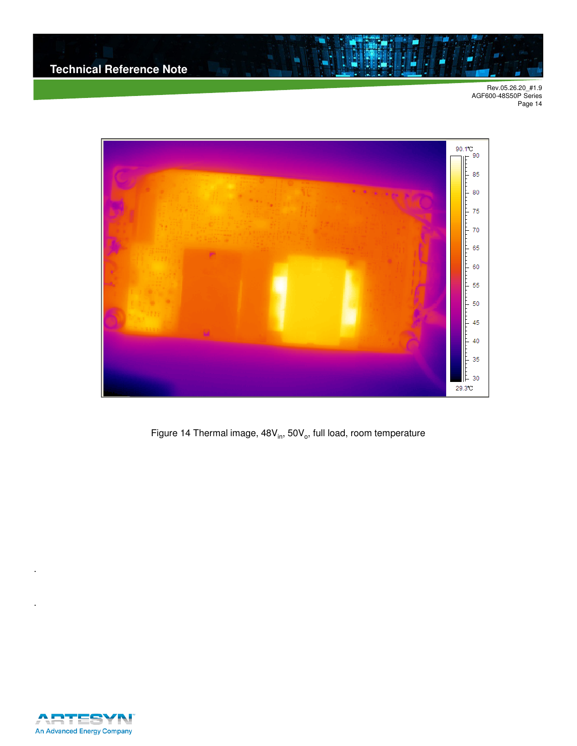Figure 14 Thermal image, $48V_{in}$, $50V_o$, full load, room temperature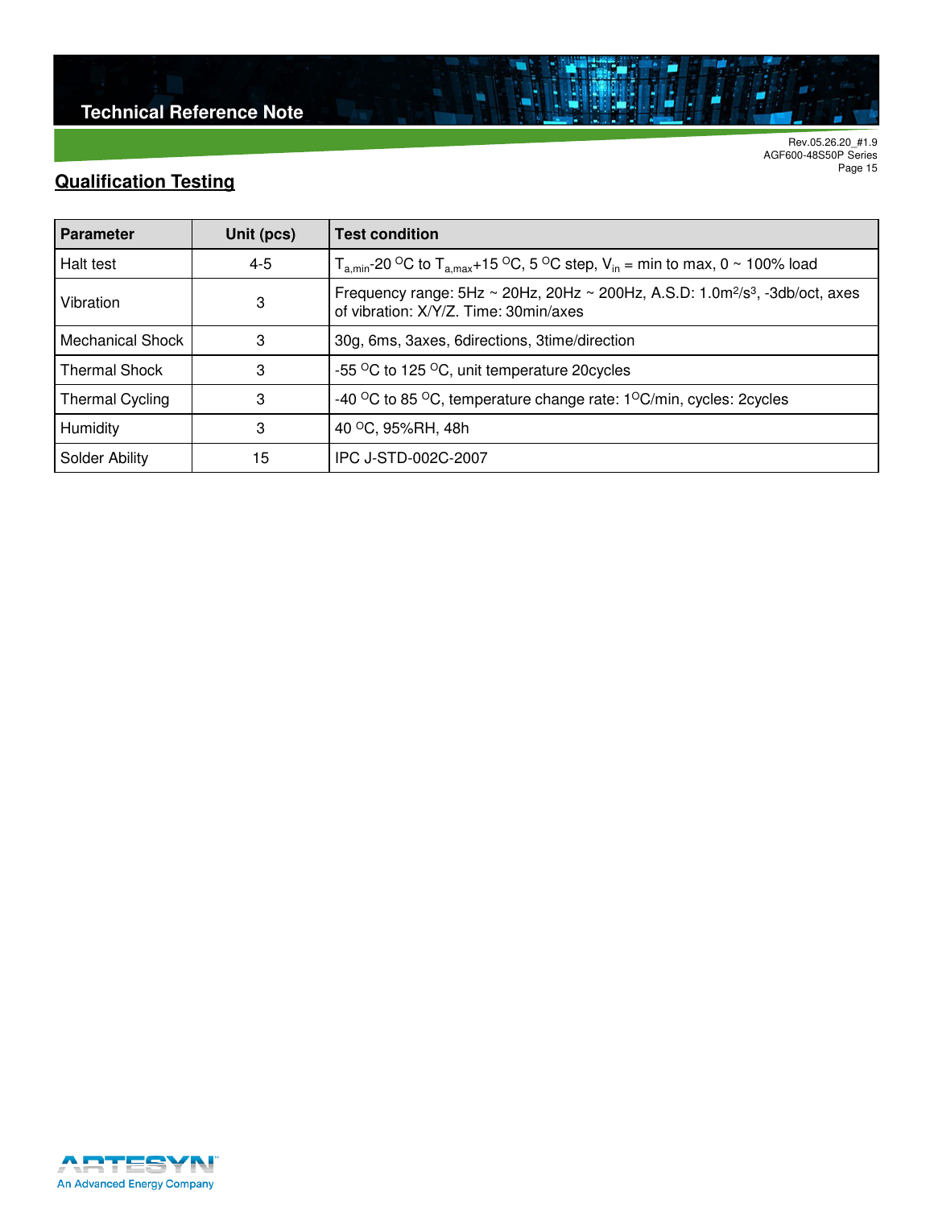## Qualification Testing

| Parameter | Unit (pcs) | Test condition |
|---|---|---|
| Halt test | 4-5 | $T_{a,min}$-20 $^{O}$C to $T_{a,max}$+15 $^{O}$C, 5 $^{O}$C step, $V_{in}$ = min to max, 0 ~ 100% load |
| Vibration | 3 | Frequency range: 5Hz ~ 20Hz, 20Hz ~ 200Hz, A.S.D: 1.0m$^2$/s$^3$, -3db/oct, axes of vibration: X/Y/Z. Time: 30min/axes |
| Mechanical Shock | 3 | 30g, 6ms, 3axes, 6directions, 3time/direction |
| Thermal Shock | 3 | -55 $^{O}$C to 125 $^{O}$C, unit temperature 20cycles |
| Thermal Cycling | 3 | -40 $^{O}$C to 85 $^{O}$C, temperature change rate: 1$^{O}$C/min, cycles: 2cycles |
| Humidity | 3 | 40 $^{O}$C, 95%RH, 48h |
| Solder Ability | 15 | IPC J-STD-002C-2007 |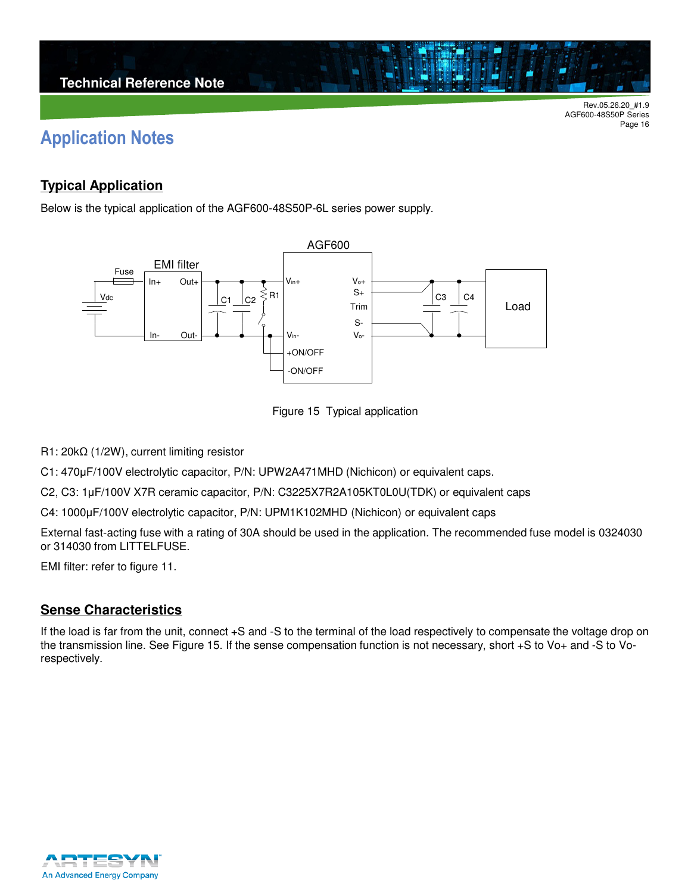# Application Notes

## Typical Application

Below is the typical application of the AGF600-48S50P-6L series power supply.

Figure 15 Typical application

R1: 20kΩ (1/2W), current limiting resistor

C1: 470μF/100V electrolytic capacitor, P/N: UPW2A471MHD (Nichicon) or equivalent caps.

C2, C3: 1μF/100V X7R ceramic capacitor, P/N: C3225X7R2A105KT0L0U(TDK) or equivalent caps

C4: 1000μF/100V electrolytic capacitor, P/N: UPM1K102MHD (Nichicon) or equivalent caps

External fast-acting fuse with a rating of 30A should be used in the application. The recommended fuse model is 0324030 or 314030 from LITTELFUSE.

EMI filter: refer to figure 11.

## Sense Characteristics

If the load is far from the unit, connect +S and -S to the terminal of the load respectively to compensate the voltage drop on the transmission line. See Figure 15. If the sense compensation function is not necessary, short +S to Vo+ and -S to Vo- respectively.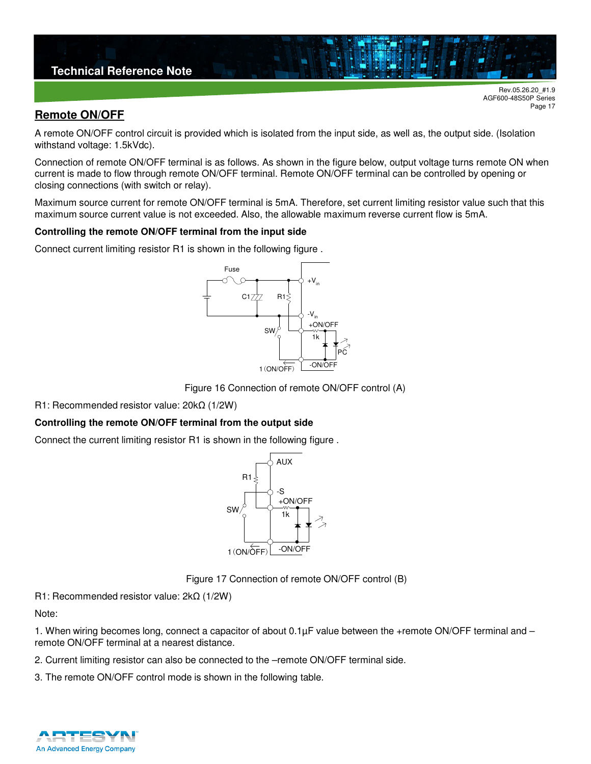## Remote ON/OFF

A remote ON/OFF control circuit is provided which is isolated from the input side, as well as, the output side. (Isolation withstand voltage: 1.5kVdc).

Connection of remote ON/OFF terminal is as follows. As shown in the figure below, output voltage turns remote ON when current is made to flow through remote ON/OFF terminal. Remote ON/OFF terminal can be controlled by opening or closing connections (with switch or relay).

Maximum source current for remote ON/OFF terminal is 5mA. Therefore, set current limiting resistor value such that this maximum source current value is not exceeded. Also, the allowable maximum reverse current flow is 5mA.

**Controlling the remote ON/OFF terminal from the input side**

Connect current limiting resistor R1 is shown in the following figure .

Figure 16 Connection of remote ON/OFF control (A)

R1: Recommended resistor value: 20kΩ (1/2W)

**Controlling the remote ON/OFF terminal from the output side**

Connect the current limiting resistor R1 is shown in the following figure .

Figure 17 Connection of remote ON/OFF control (B)

R1: Recommended resistor value: 2kΩ (1/2W)

Note:

1. When wiring becomes long, connect a capacitor of about 0.1µF value between the +remote ON/OFF terminal and –remote ON/OFF terminal at a nearest distance.

2. Current limiting resistor can also be connected to the –remote ON/OFF terminal side.

3. The remote ON/OFF control mode is shown in the following table.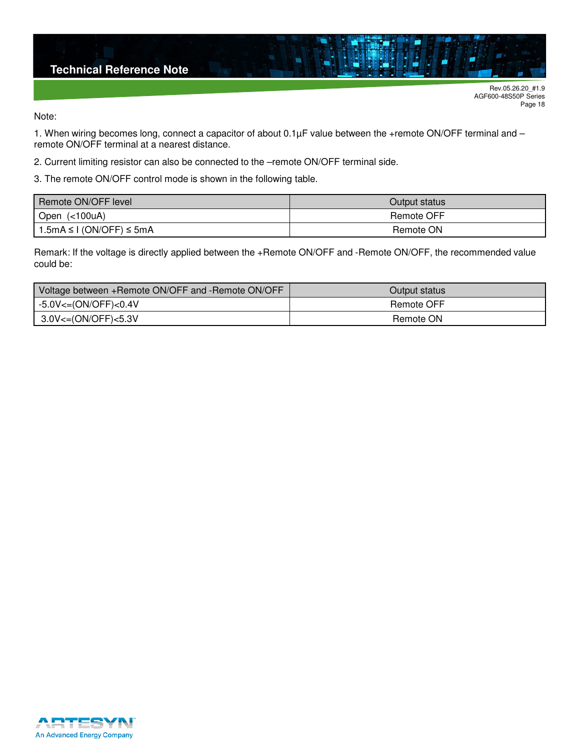Note:

1. When wiring becomes long, connect a capacitor of about 0.1µF value between the +remote ON/OFF terminal and –remote ON/OFF terminal at a nearest distance.

2. Current limiting resistor can also be connected to the –remote ON/OFF terminal side.

3. The remote ON/OFF control mode is shown in the following table.

| Remote ON/OFF level | Output status |
|---|---|
| Open (<100uA) | Remote OFF |
| 1.5mA ≤ I (ON/OFF) ≤ 5mA | Remote ON |

Remark: If the voltage is directly applied between the +Remote ON/OFF and -Remote ON/OFF, the recommended value could be:

| Voltage between +Remote ON/OFF and -Remote ON/OFF | Output status |
|---|---|
| -5.0V<=(ON/OFF)<0.4V | Remote OFF |
| 3.0V<=(ON/OFF)<5.3V | Remote ON |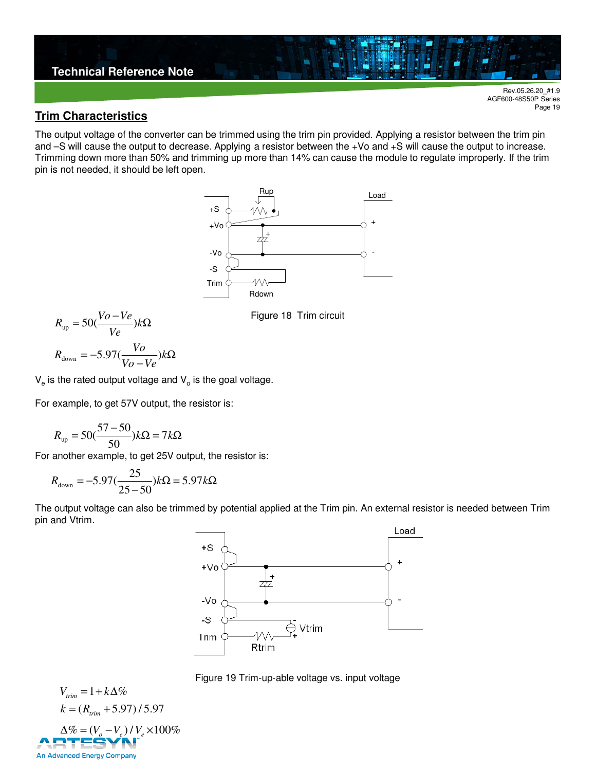## Trim Characteristics

The output voltage of the converter can be trimmed using the trim pin provided. Applying a resistor between the trim pin and –S will cause the output to decrease. Applying a resistor between the +Vo and +S will cause the output to increase. Trimming down more than 50% and trimming up more than 14% can cause the module to regulate improperly. If the trim pin is not needed, it should be left open.

Figure 18 Trim circuit

$$R_{up} = 50\left(\frac{Vo - Ve}{Ve}\right)k\Omega$$

$$R_{down} = -5.97\left(\frac{Vo}{Vo - Ve}\right)k\Omega$$

$V_e$ is the rated output voltage and $V_o$ is the goal voltage.

For example, to get 57V output, the resistor is:

$$R_{up} = 50\left(\frac{57 - 50}{50}\right)k\Omega = 7k\Omega$$

For another example, to get 25V output, the resistor is:

$$R_{down} = -5.97\left(\frac{25}{25 - 50}\right)k\Omega = 5.97k\Omega$$

The output voltage can also be trimmed by potential applied at the Trim pin. An external resistor is needed between Trim pin and Vtrim.

Figure 19 Trim-up-able voltage vs. input voltage

$$V_{trim} = 1 + k\Delta\%$$

$$k = (R_{trim} + 5.97)/5.97$$

$$\Delta\% = (V_o - V_e)/V_e \times 100\%$$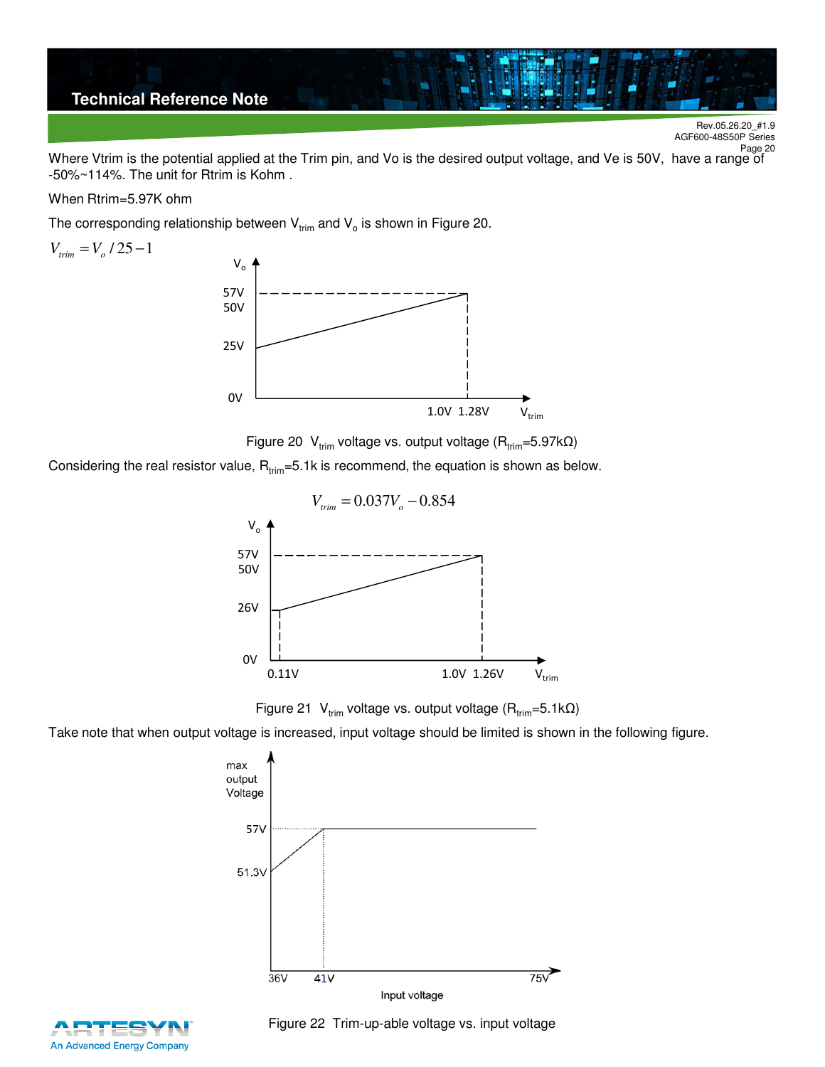Where Vtrim is the potential applied at the Trim pin, and Vo is the desired output voltage, and Ve is 50V, have a range of -50%~114%. The unit for Rtrim is Kohm .

When Rtrim=5.97K ohm

The corresponding relationship between $V_{trim}$ and $V_o$ is shown in Figure 20.

$$V_{trim} = V_o / 25 - 1$$

Figure 20 $V_{trim}$ voltage vs. output voltage ($R_{trim}$=5.97kΩ)

Considering the real resistor value, $R_{trim}$=5.1k is recommend, the equation is shown as below.

$$V_{trim} = 0.037V_o - 0.854$$

Figure 21 $V_{trim}$ voltage vs. output voltage ($R_{trim}$=5.1kΩ)

Take note that when output voltage is increased, input voltage should be limited is shown in the following figure.

Figure 22 Trim-up-able voltage vs. input voltage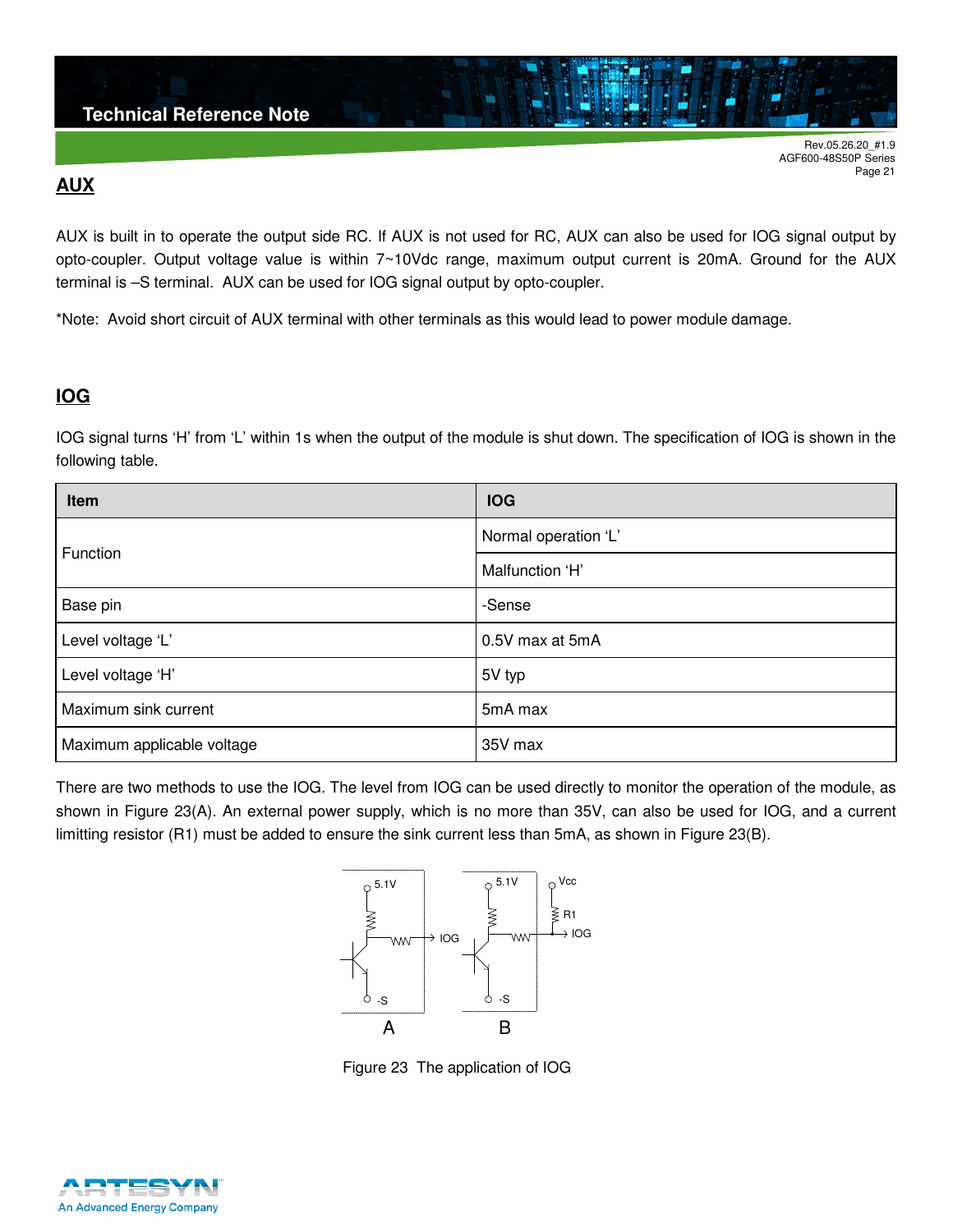## AUX

AUX is built in to operate the output side RC. If AUX is not used for RC, AUX can also be used for IOG signal output by opto-coupler. Output voltage value is within 7~10Vdc range, maximum output current is 20mA. Ground for the AUX terminal is –S terminal. AUX can be used for IOG signal output by opto-coupler.

*Note: Avoid short circuit of AUX terminal with other terminals as this would lead to power module damage.

## IOG

IOG signal turns 'H' from 'L' within 1s when the output of the module is shut down. The specification of IOG is shown in the following table.

| Item | IOG |
|---|---|
| Function | Normal operation 'L' |
| | Malfunction 'H' |
| Base pin | -Sense |
| Level voltage 'L' | 0.5V max at 5mA |
| Level voltage 'H' | 5V typ |
| Maximum sink current | 5mA max |
| Maximum applicable voltage | 35V max |

There are two methods to use the IOG. The level from IOG can be used directly to monitor the operation of the module, as shown in Figure 23(A). An external power supply, which is no more than 35V, can also be used for IOG, and a current limitting resistor (R1) must be added to ensure the sink current less than 5mA, as shown in Figure 23(B).

Figure 23 The application of IOG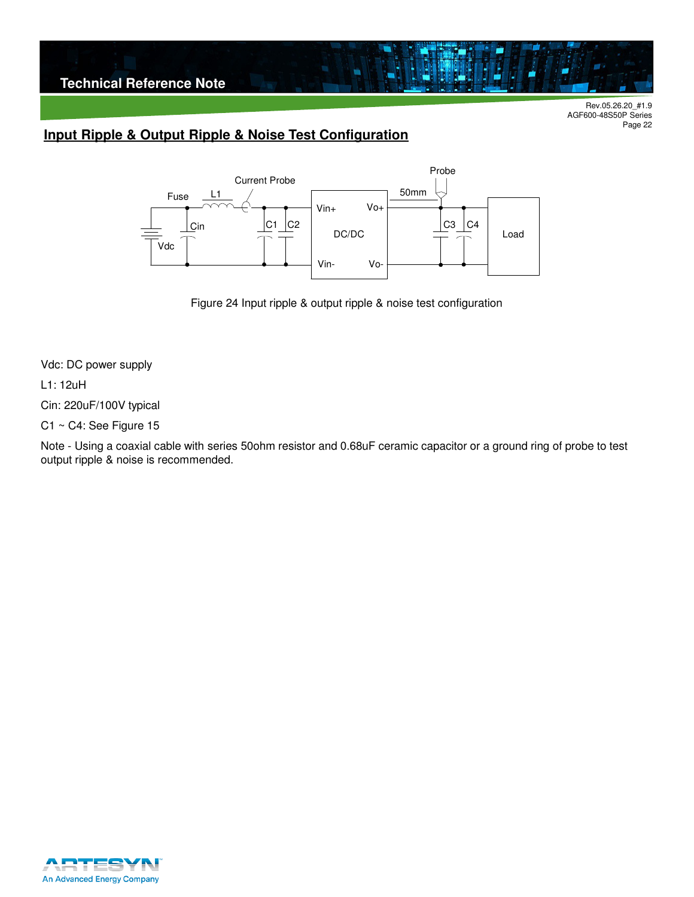## Input Ripple & Output Ripple & Noise Test Configuration

Figure 24 Input ripple & output ripple & noise test configuration

Vdc: DC power supply

L1: 12uH

Cin: 220uF/100V typical

C1 ~ C4: See Figure 15

Note - Using a coaxial cable with series 50ohm resistor and 0.68uF ceramic capacitor or a ground ring of probe to test output ripple & noise is recommended.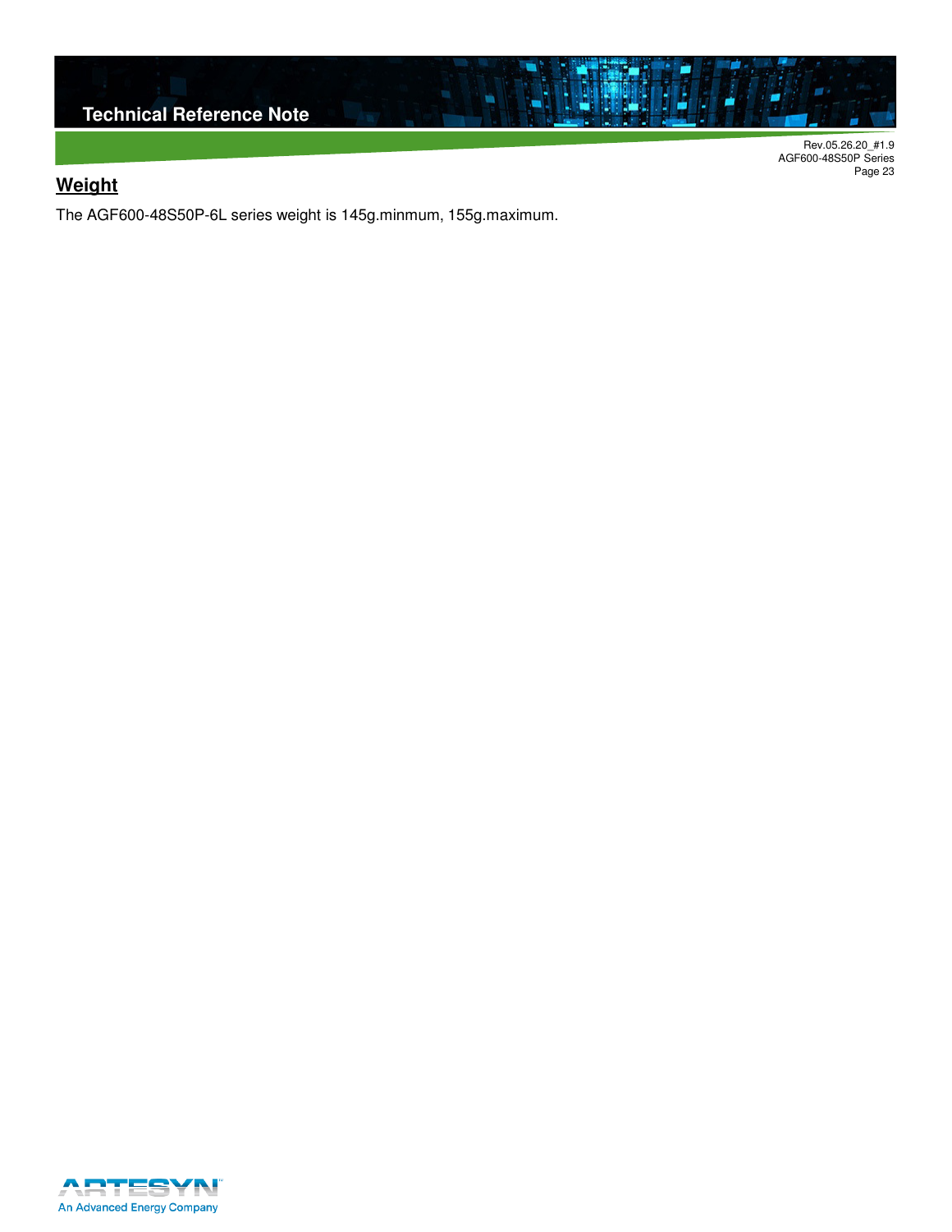## Weight

The AGF600-48S50P-6L series weight is 145g.minmum, 155g.maximum.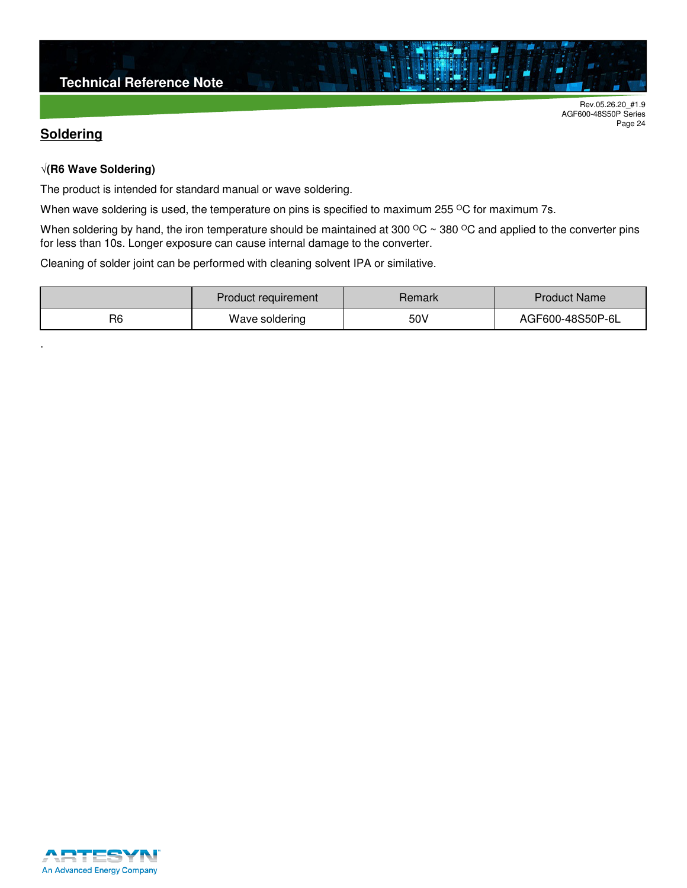## Soldering

**√(R6 Wave Soldering)**

The product is intended for standard manual or wave soldering.

When wave soldering is used, the temperature on pins is specified to maximum 255 $^{O}$C for maximum 7s.

When soldering by hand, the iron temperature should be maintained at 300 $^{O}$C ~ 380 $^{O}$C and applied to the converter pins for less than 10s. Longer exposure can cause internal damage to the converter.

Cleaning of solder joint can be performed with cleaning solvent IPA or similative.

| | Product requirement | Remark | Product Name |
|---|---|---|---|
| R6 | Wave soldering | 50V | AGF600-48S50P-6L |

.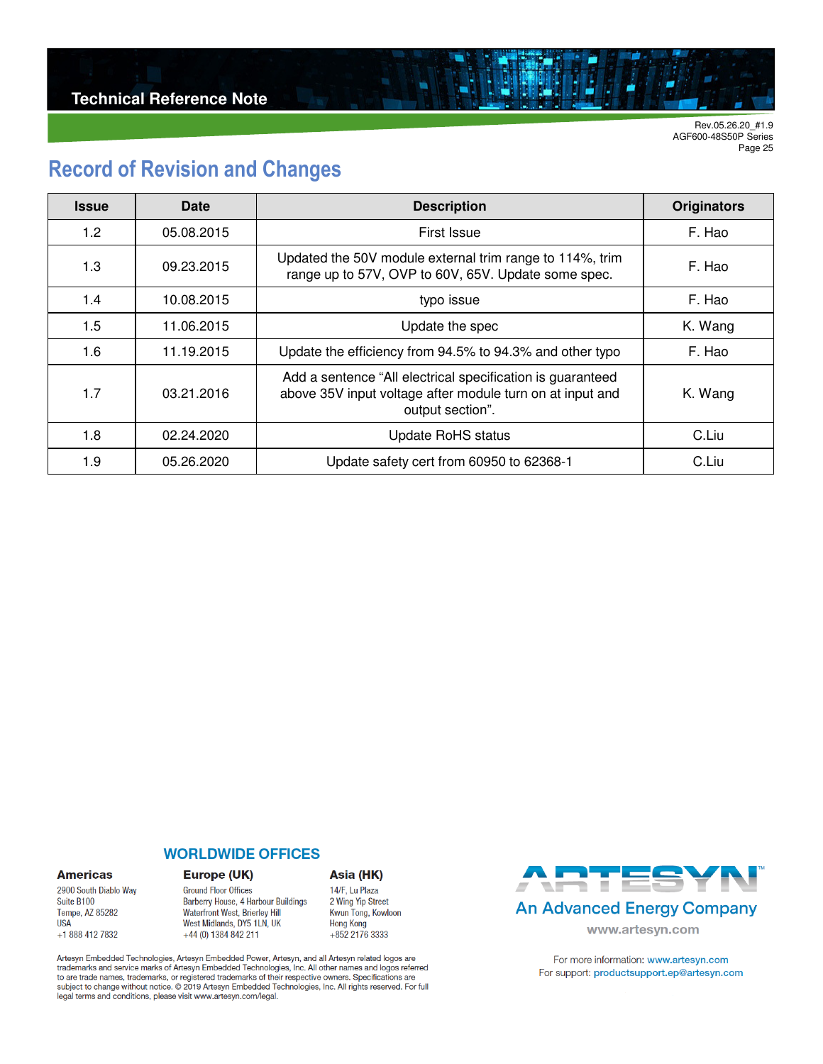## Record of Revision and Changes

| Issue | Date | Description | Originators |
|---|---|---|---|
| 1.2 | 05.08.2015 | First Issue | F. Hao |
| 1.3 | 09.23.2015 | Updated the 50V module external trim range to 114%, trim range up to 57V, OVP to 60V, 65V. Update some spec. | F. Hao |
| 1.4 | 10.08.2015 | typo issue | F. Hao |
| 1.5 | 11.06.2015 | Update the spec | K. Wang |
| 1.6 | 11.19.2015 | Update the efficiency from 94.5% to 94.3% and other typo | F. Hao |
| 1.7 | 03.21.2016 | Add a sentence “All electrical specification is guaranteed above 35V input voltage after module turn on at input and output section”. | K. Wang |
| 1.8 | 02.24.2020 | Update RoHS status | C.Liu |
| 1.9 | 05.26.2020 | Update safety cert from 60950 to 62368-1 | C.Liu |

### WORLDWIDE OFFICES

**Americas**
2900 South Diablo Way
Suite B100
Tempe, AZ 85282
USA
+1 888 412 7832

**Europe (UK)**
Ground Floor Offices
Barberry House, 4 Harbour Buildings
Waterfront West, Brierley Hill
West Midlands, DY5 1LN, UK
+44 (0) 1384 842 211

**Asia (HK)**
14/F, Lu Plaza
2 Wing Yip Street
Kwun Tong, Kowloon
Hong Kong
+852 2176 3333

Artesyn Embedded Technologies, Artesyn Embedded Power, Artesyn, and all Artesyn related logos are trademarks and service marks of Artesyn Embedded Technologies, Inc. All other names and logos referred to are trade names, trademarks, or registered trademarks of their respective owners. Specifications are subject to change without notice. © 2019 Artesyn Embedded Technologies, Inc. All rights reserved. For full legal terms and conditions, please visit www.artesyn.com/legal.

ARTESYN™
An Advanced Energy Company
www.artesyn.com

For more information: www.artesyn.com
For support: productsupport.ep@artesyn.com